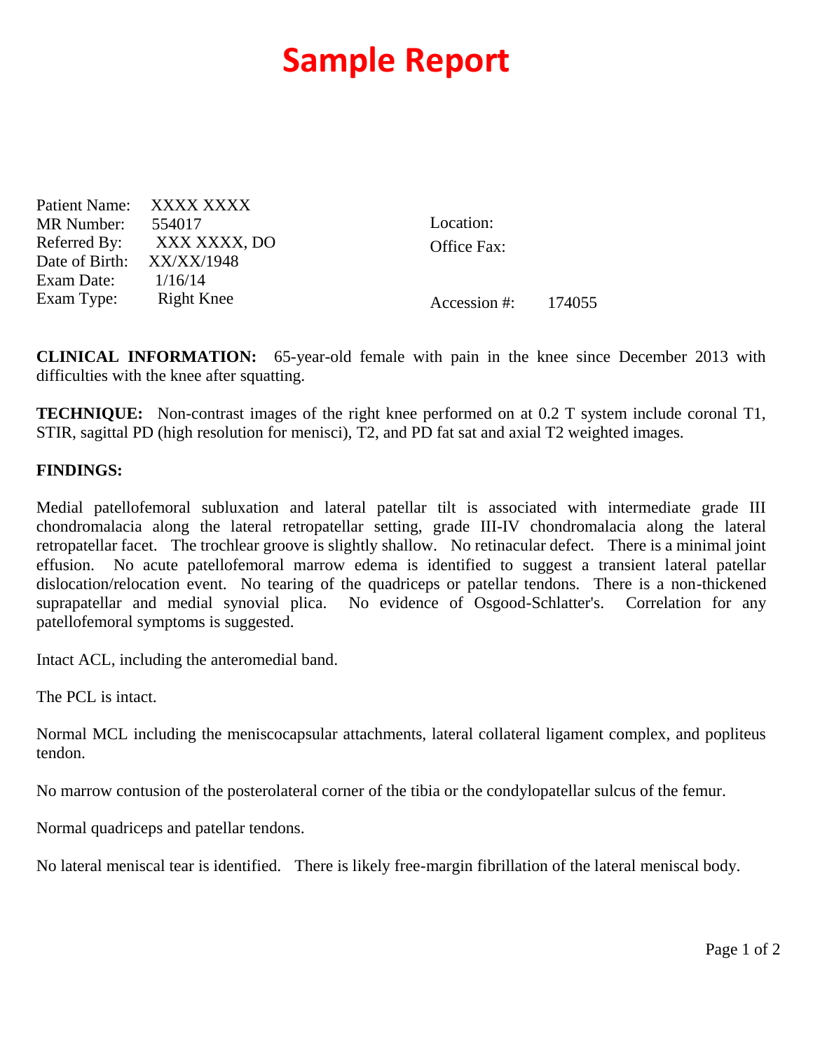# Sample Report

Patient Name: XXXX XXXX
MR Number: 554017
Referred By: XXX XXXX, DO
Date of Birth: XX/XX/1948
Exam Date: 1/16/14
Exam Type: Right Knee

Location:
Office Fax:

Accession #: 174055

**CLINICAL INFORMATION:** 65-year-old female with pain in the knee since December 2013 with difficulties with the knee after squatting.

**TECHNIQUE:** Non-contrast images of the right knee performed on at 0.2 T system include coronal T1, STIR, sagittal PD (high resolution for menisci), T2, and PD fat sat and axial T2 weighted images.

**FINDINGS:**

Medial patellofemoral subluxation and lateral patellar tilt is associated with intermediate grade III chondromalacia along the lateral retropatellar setting, grade III-IV chondromalacia along the lateral retropatellar facet. The trochlear groove is slightly shallow. No retinacular defect. There is a minimal joint effusion. No acute patellofemoral marrow edema is identified to suggest a transient lateral patellar dislocation/relocation event. No tearing of the quadriceps or patellar tendons. There is a non-thickened suprapatellar and medial synovial plica. No evidence of Osgood-Schlatter's. Correlation for any patellofemoral symptoms is suggested.

Intact ACL, including the anteromedial band.

The PCL is intact.

Normal MCL including the meniscocapsular attachments, lateral collateral ligament complex, and popliteus tendon.

No marrow contusion of the posterolateral corner of the tibia or the condylopatellar sulcus of the femur.

Normal quadriceps and patellar tendons.

No lateral meniscal tear is identified. There is likely free-margin fibrillation of the lateral meniscal body.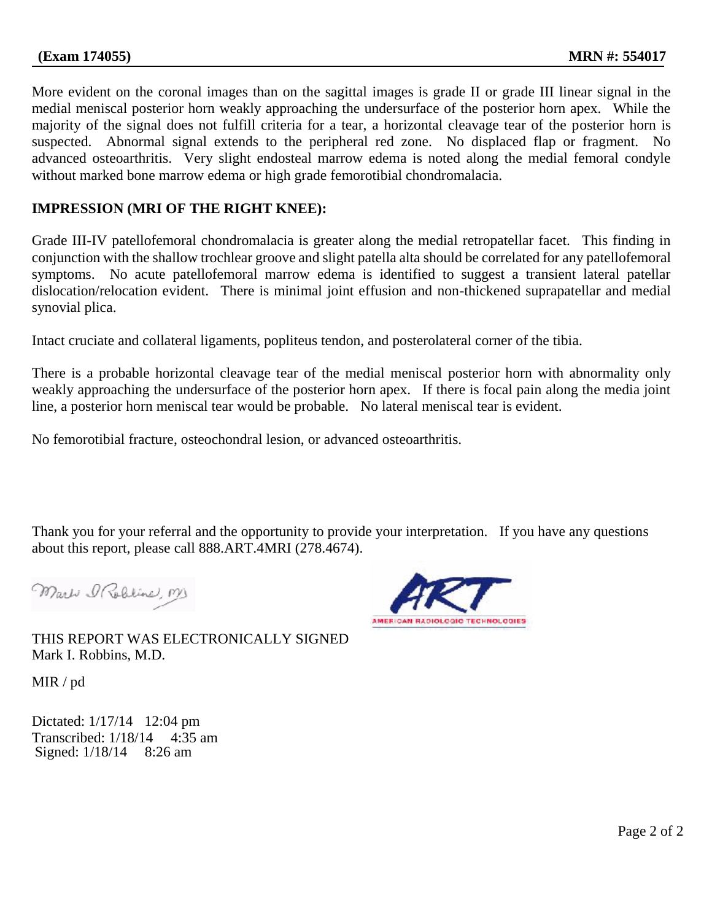More evident on the coronal images than on the sagittal images is grade II or grade III linear signal in the medial meniscal posterior horn weakly approaching the undersurface of the posterior horn apex. While the majority of the signal does not fulfill criteria for a tear, a horizontal cleavage tear of the posterior horn is suspected. Abnormal signal extends to the peripheral red zone. No displaced flap or fragment. No advanced osteoarthritis. Very slight endosteal marrow edema is noted along the medial femoral condyle without marked bone marrow edema or high grade femorotibial chondromalacia.

**IMPRESSION (MRI OF THE RIGHT KNEE):**

Grade III-IV patellofemoral chondromalacia is greater along the medial retropatellar facet. This finding in conjunction with the shallow trochlear groove and slight patella alta should be correlated for any patellofemoral symptoms. No acute patellofemoral marrow edema is identified to suggest a transient lateral patellar dislocation/relocation evident. There is minimal joint effusion and non-thickened suprapatellar and medial synovial plica.

Intact cruciate and collateral ligaments, popliteus tendon, and posterolateral corner of the tibia.

There is a probable horizontal cleavage tear of the medial meniscal posterior horn with abnormality only weakly approaching the undersurface of the posterior horn apex. If there is focal pain along the media joint line, a posterior horn meniscal tear would be probable. No lateral meniscal tear is evident.

No femorotibial fracture, osteochondral lesion, or advanced osteoarthritis.

Thank you for your referral and the opportunity to provide your interpretation. If you have any questions about this report, please call 888.ART.4MRI (278.4674).

Mark I Robbins, MD

ART
AMERICAN RADIOLOGIC TECHNOLOGIES

THIS REPORT WAS ELECTRONICALLY SIGNED
Mark I. Robbins, M.D.

MIR / pd

Dictated: 1/17/14 12:04 pm
Transcribed: 1/18/14 4:35 am
Signed: 1/18/14 8:26 am